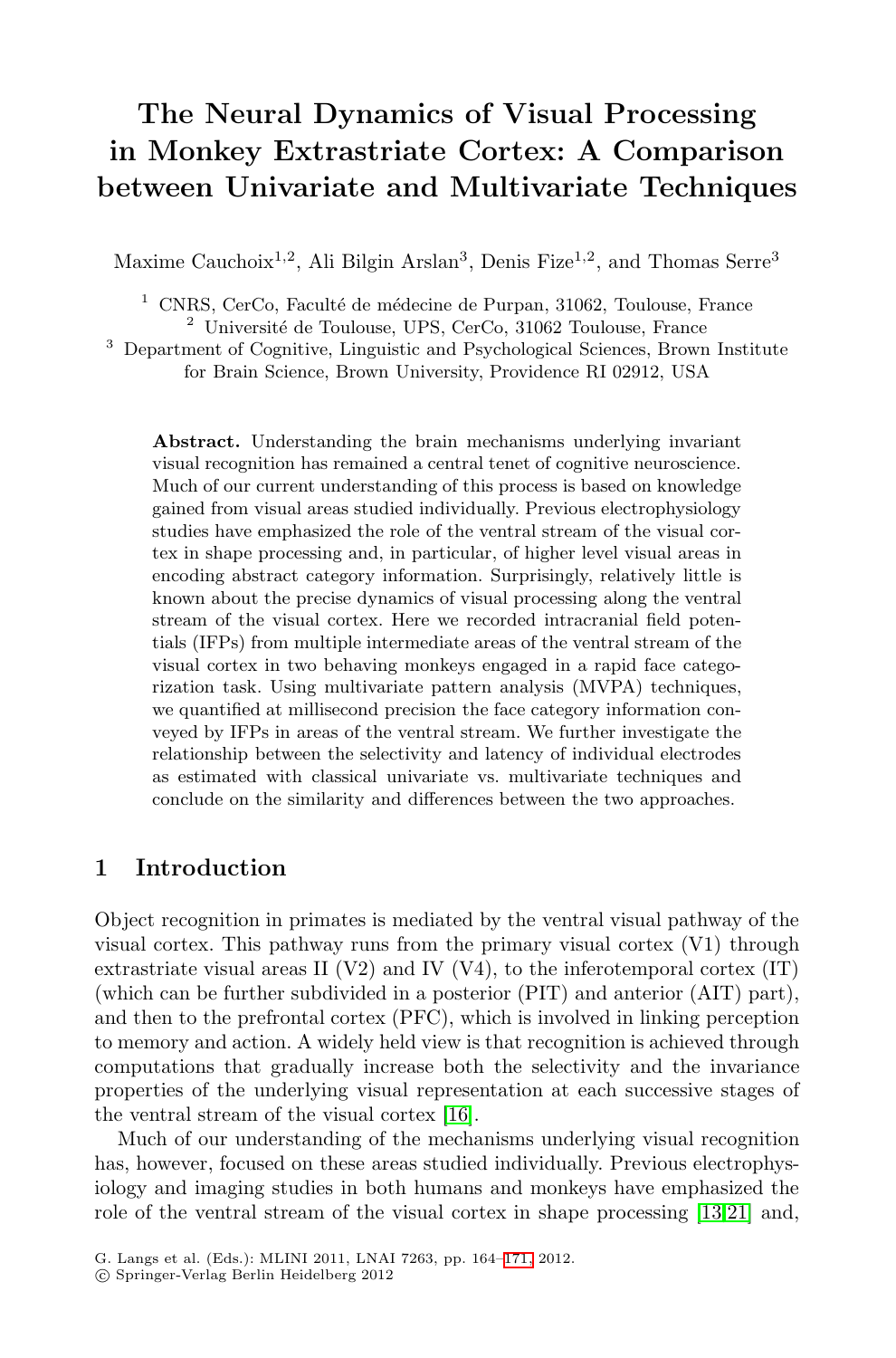# The Neural Dynamics of Visual Processing in Monkey Extrastriate Cortex: A Comparison between Univariate and Multivariate Techniques

Maxime Cauchoix[1,2], Ali Bilgin Arslan[3], Denis Fize[1,2], and Thomas Serre[3]

[1] CNRS, CerCo, Faculté de médecine de Purpan, 31062, Toulouse, France
[2] Université de Toulouse, UPS, CerCo, 31062 Toulouse, France
[3] Department of Cognitive, Linguistic and Psychological Sciences, Brown Institute for Brain Science, Brown University, Providence RI 02912, USA

**Abstract.** Understanding the brain mechanisms underlying invariant visual recognition has remained a central tenet of cognitive neuroscience. Much of our current understanding of this process is based on knowledge gained from visual areas studied individually. Previous electrophysiology studies have emphasized the role of the ventral stream of the visual cortex in shape processing and, in particular, of higher level visual areas in encoding abstract category information. Surprisingly, relatively little is known about the precise dynamics of visual processing along the ventral stream of the visual cortex. Here we recorded intracranial field potentials (IFPs) from multiple intermediate areas of the ventral stream of the visual cortex in two behaving monkeys engaged in a rapid face categorization task. Using multivariate pattern analysis (MVPA) techniques, we quantified at millisecond precision the face category information conveyed by IFPs in areas of the ventral stream. We further investigate the relationship between the selectivity and latency of individual electrodes as estimated with classical univariate vs. multivariate techniques and conclude on the similarity and differences between the two approaches.

## 1 Introduction

Object recognition in primates is mediated by the ventral visual pathway of the visual cortex. This pathway runs from the primary visual cortex (V1) through extrastriate visual areas II (V2) and IV (V4), to the inferotemporal cortex (IT) (which can be further subdivided in a posterior (PIT) and anterior (AIT) part), and then to the prefrontal cortex (PFC), which is involved in linking perception to memory and action. A widely held view is that recognition is achieved through computations that gradually increase both the selectivity and the invariance properties of the underlying visual representation at each successive stages of the ventral stream of the visual cortex [16].

Much of our understanding of the mechanisms underlying visual recognition has, however, focused on these areas studied individually. Previous electrophysiology and imaging studies in both humans and monkeys have emphasized the role of the ventral stream of the visual cortex in shape processing [13,21] and,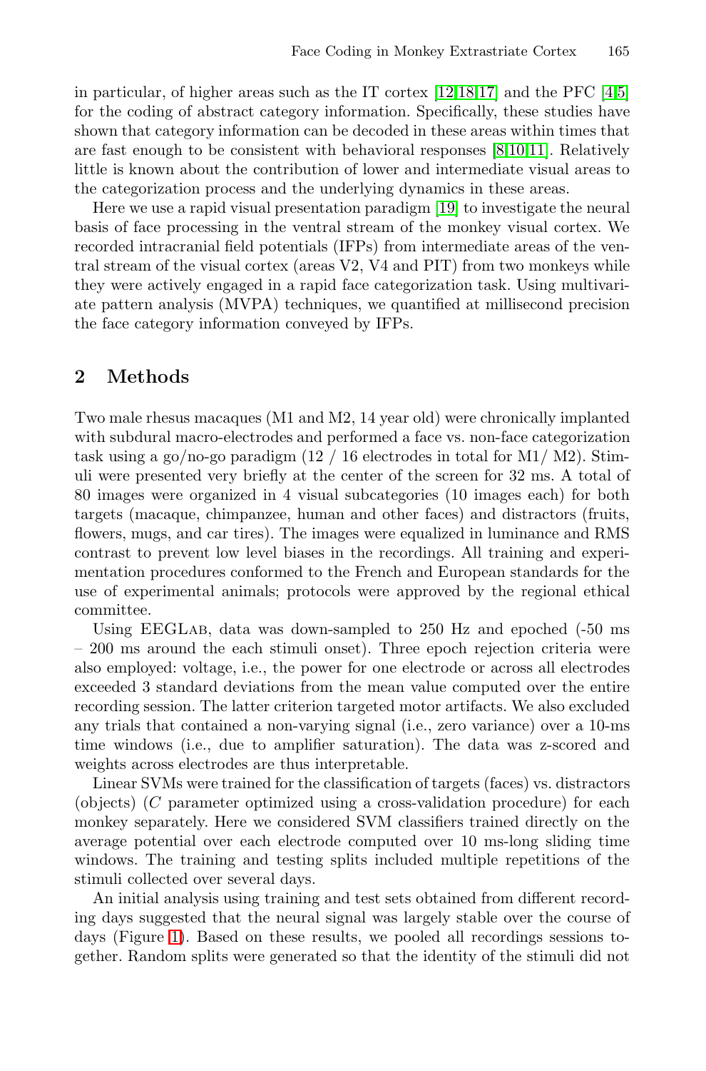in particular, of higher areas such as the IT cortex [12,18,17] and the PFC [4,5] for the coding of abstract category information. Specifically, these studies have shown that category information can be decoded in these areas within times that are fast enough to be consistent with behavioral responses [8,10,11]. Relatively little is known about the contribution of lower and intermediate visual areas to the categorization process and the underlying dynamics in these areas.

Here we use a rapid visual presentation paradigm [19] to investigate the neural basis of face processing in the ventral stream of the monkey visual cortex. We recorded intracranial field potentials (IFPs) from intermediate areas of the ventral stream of the visual cortex (areas V2, V4 and PIT) from two monkeys while they were actively engaged in a rapid face categorization task. Using multivariate pattern analysis (MVPA) techniques, we quantified at millisecond precision the face category information conveyed by IFPs.

## 2 Methods

Two male rhesus macaques (M1 and M2, 14 year old) were chronically implanted with subdural macro-electrodes and performed a face vs. non-face categorization task using a go/no-go paradigm (12 / 16 electrodes in total for M1/ M2). Stimuli were presented very briefly at the center of the screen for 32 ms. A total of 80 images were organized in 4 visual subcategories (10 images each) for both targets (macaque, chimpanzee, human and other faces) and distractors (fruits, flowers, mugs, and car tires). The images were equalized in luminance and RMS contrast to prevent low level biases in the recordings. All training and experimentation procedures conformed to the French and European standards for the use of experimental animals; protocols were approved by the regional ethical committee.

Using EEGLab, data was down-sampled to 250 Hz and epoched (-50 ms – 200 ms around the each stimuli onset). Three epoch rejection criteria were also employed: voltage, i.e., the power for one electrode or across all electrodes exceeded 3 standard deviations from the mean value computed over the entire recording session. The latter criterion targeted motor artifacts. We also excluded any trials that contained a non-varying signal (i.e., zero variance) over a 10-ms time windows (i.e., due to amplifier saturation). The data was z-scored and weights across electrodes are thus interpretable.

Linear SVMs were trained for the classification of targets (faces) vs. distractors (objects) ($C$ parameter optimized using a cross-validation procedure) for each monkey separately. Here we considered SVM classifiers trained directly on the average potential over each electrode computed over 10 ms-long sliding time windows. The training and testing splits included multiple repetitions of the stimuli collected over several days.

An initial analysis using training and test sets obtained from different recording days suggested that the neural signal was largely stable over the course of days (Figure 1). Based on these results, we pooled all recordings sessions together. Random splits were generated so that the identity of the stimuli did not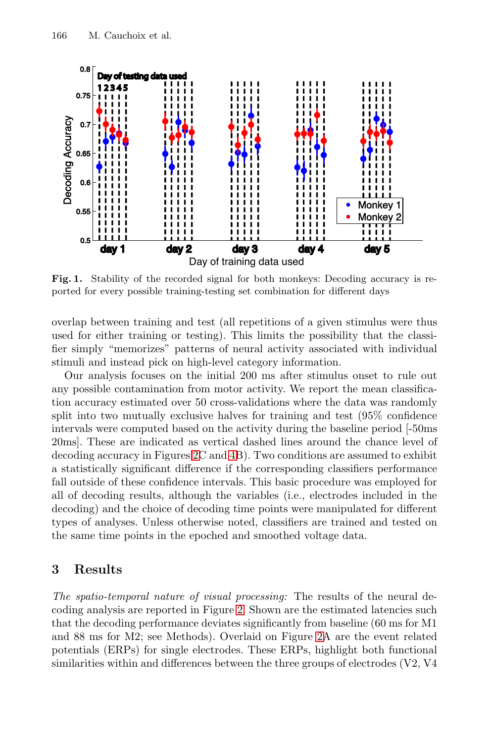**Fig. 1.** Stability of the recorded signal for both monkeys: Decoding accuracy is reported for every possible training-testing set combination for different days

overlap between training and test (all repetitions of a given stimulus were thus used for either training or testing). This limits the possibility that the classifier simply "memorizes" patterns of neural activity associated with individual stimuli and instead pick on high-level category information.

Our analysis focuses on the initial 200 ms after stimulus onset to rule out any possible contamination from motor activity. We report the mean classification accuracy estimated over 50 cross-validations where the data was randomly split into two mutually exclusive halves for training and test (95% confidence intervals were computed based on the activity during the baseline period [-50ms 20ms]. These are indicated as vertical dashed lines around the chance level of decoding accuracy in Figures 2C and 4B). Two conditions are assumed to exhibit a statistically significant difference if the corresponding classifiers performance fall outside of these confidence intervals. This basic procedure was employed for all of decoding results, although the variables (i.e., electrodes included in the decoding) and the choice of decoding time points were manipulated for different types of analyses. Unless otherwise noted, classifiers are trained and tested on the same time points in the epoched and smoothed voltage data.

## 3 Results

*The spatio-temporal nature of visual processing:* The results of the neural decoding analysis are reported in Figure 2. Shown are the estimated latencies such that the decoding performance deviates significantly from baseline (60 ms for M1 and 88 ms for M2; see Methods). Overlaid on Figure 2A are the event related potentials (ERPs) for single electrodes. These ERPs, highlight both functional similarities within and differences between the three groups of electrodes (V2, V4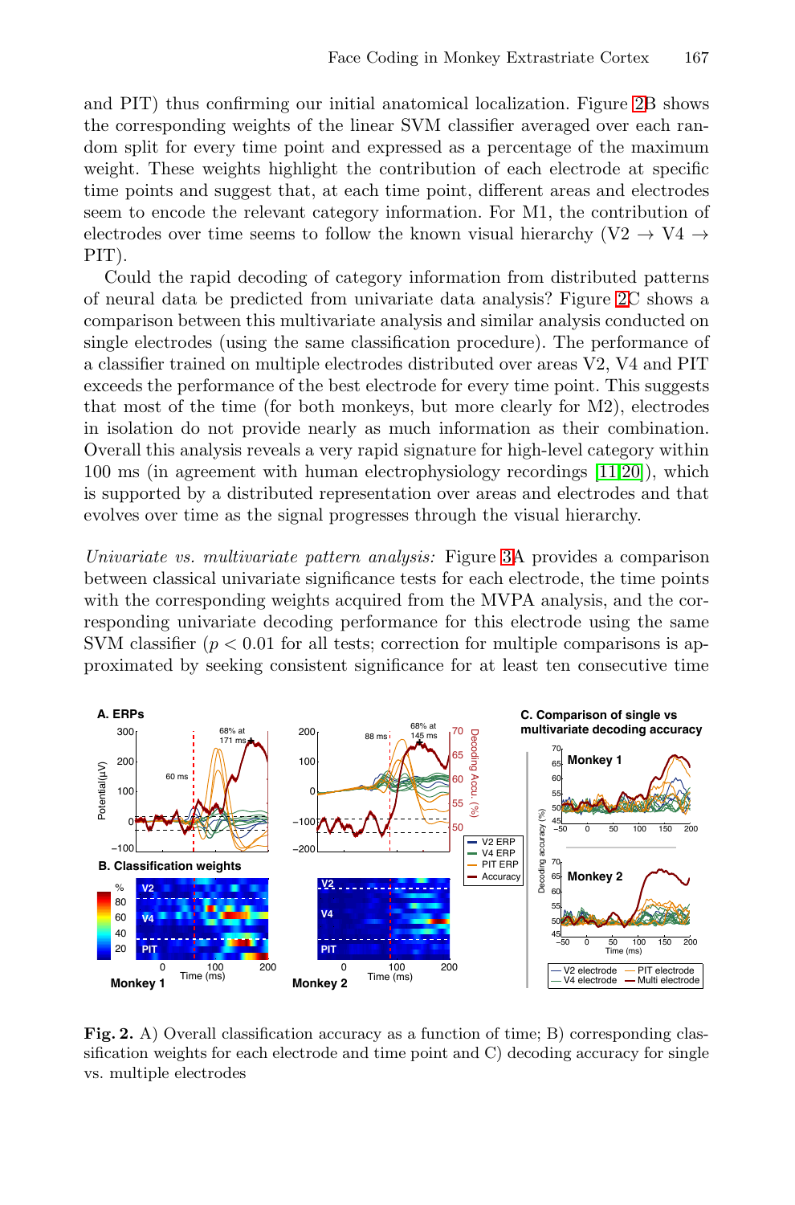and PIT) thus confirming our initial anatomical localization. Figure 2B shows the corresponding weights of the linear SVM classifier averaged over each random split for every time point and expressed as a percentage of the maximum weight. These weights highlight the contribution of each electrode at specific time points and suggest that, at each time point, different areas and electrodes seem to encode the relevant category information. For M1, the contribution of electrodes over time seems to follow the known visual hierarchy (V2 → V4 → PIT).

Could the rapid decoding of category information from distributed patterns of neural data be predicted from univariate data analysis? Figure 2C shows a comparison between this multivariate analysis and similar analysis conducted on single electrodes (using the same classification procedure). The performance of a classifier trained on multiple electrodes distributed over areas V2, V4 and PIT exceeds the performance of the best electrode for every time point. This suggests that most of the time (for both monkeys, but more clearly for M2), electrodes in isolation do not provide nearly as much information as their combination. Overall this analysis reveals a very rapid signature for high-level category within 100 ms (in agreement with human electrophysiology recordings [11,20]), which is supported by a distributed representation over areas and electrodes and that evolves over time as the signal progresses through the visual hierarchy.

*Univariate vs. multivariate pattern analysis:* Figure 3A provides a comparison between classical univariate significance tests for each electrode, the time points with the corresponding weights acquired from the MVPA analysis, and the corresponding univariate decoding performance for this electrode using the same SVM classifier ($p < 0.01$ for all tests; correction for multiple comparisons is approximated by seeking consistent significance for at least ten consecutive time

**Fig. 2.** A) Overall classification accuracy as a function of time; B) corresponding classification weights for each electrode and time point and C) decoding accuracy for single vs. multiple electrodes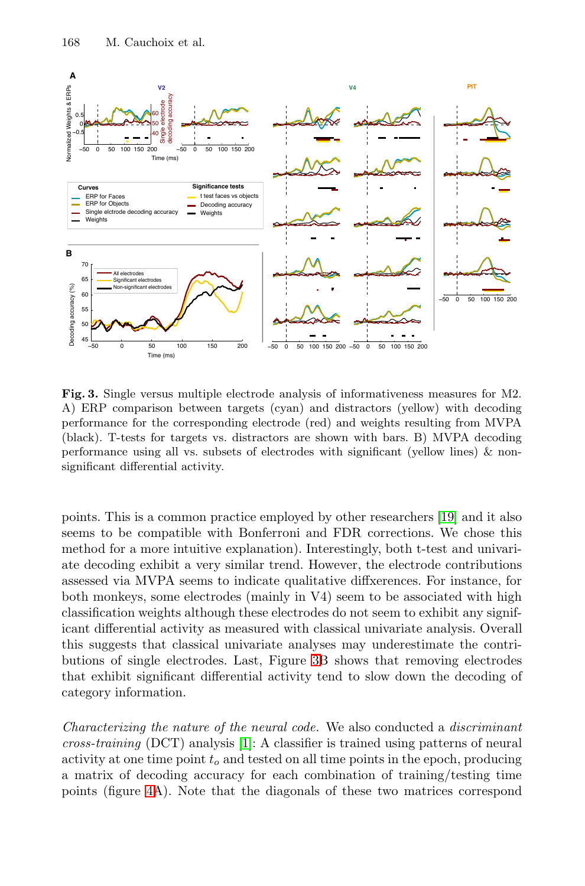**Fig. 3.** Single versus multiple electrode analysis of informativeness measures for M2. A) ERP comparison between targets (cyan) and distractors (yellow) with decoding performance for the corresponding electrode (red) and weights resulting from MVPA (black). T-tests for targets vs. distractors are shown with bars. B) MVPA decoding performance using all vs. subsets of electrodes with significant (yellow lines) & non-significant differential activity.

points. This is a common practice employed by other researchers [19] and it also seems to be compatible with Bonferroni and FDR corrections. We chose this method for a more intuitive explanation). Interestingly, both t-test and univariate decoding exhibit a very similar trend. However, the electrode contributions assessed via MVPA seems to indicate qualitative diffxerences. For instance, for both monkeys, some electrodes (mainly in V4) seem to be associated with high classification weights although these electrodes do not seem to exhibit any significant differential activity as measured with classical univariate analysis. Overall this suggests that classical univariate analyses may underestimate the contributions of single electrodes. Last, Figure 3B shows that removing electrodes that exhibit significant differential activity tend to slow down the decoding of category information.

*Characterizing the nature of the neural code.* We also conducted a *discriminant cross-training* (DCT) analysis [1]: A classifier is trained using patterns of neural activity at one time point $t_o$ and tested on all time points in the epoch, producing a matrix of decoding accuracy for each combination of training/testing time points (figure 4A). Note that the diagonals of these two matrices correspond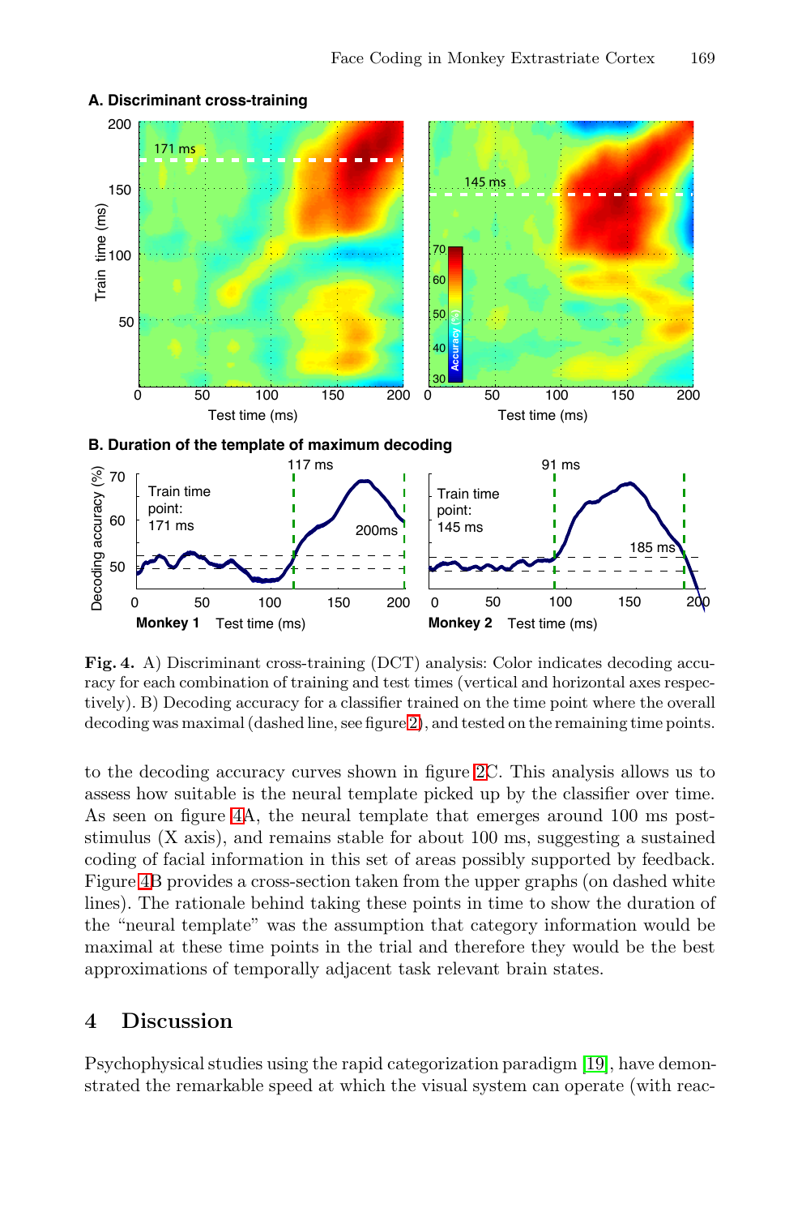**Fig. 4.** A) Discriminant cross-training (DCT) analysis: Color indicates decoding accuracy for each combination of training and test times (vertical and horizontal axes respectively). B) Decoding accuracy for a classifier trained on the time point where the overall decoding was maximal (dashed line, see figure 2), and tested on the remaining time points.

to the decoding accuracy curves shown in figure 2C. This analysis allows us to assess how suitable is the neural template picked up by the classifier over time. As seen on figure 4A, the neural template that emerges around 100 ms post-stimulus (X axis), and remains stable for about 100 ms, suggesting a sustained coding of facial information in this set of areas possibly supported by feedback. Figure 4B provides a cross-section taken from the upper graphs (on dashed white lines). The rationale behind taking these points in time to show the duration of the "neural template" was the assumption that category information would be maximal at these time points in the trial and therefore they would be the best approximations of temporally adjacent task relevant brain states.

## 4 Discussion

Psychophysical studies using the rapid categorization paradigm [19], have demonstrated the remarkable speed at which the visual system can operate (with reac-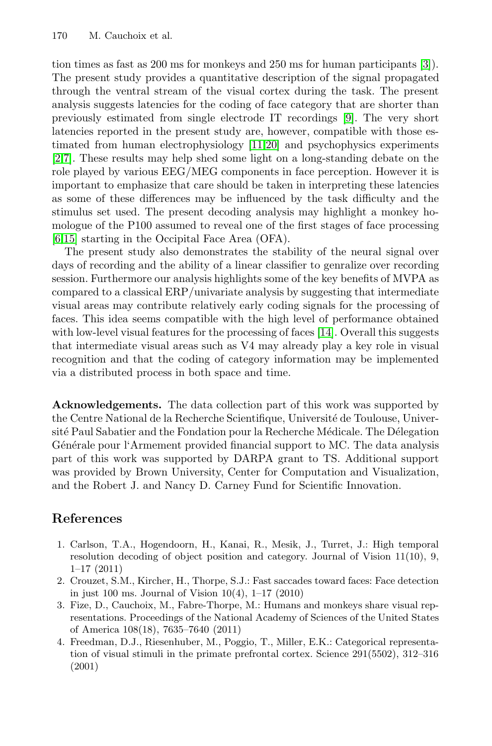tion times as fast as 200 ms for monkeys and 250 ms for human participants [3]). The present study provides a quantitative description of the signal propagated through the ventral stream of the visual cortex during the task. The present analysis suggests latencies for the coding of face category that are shorter than previously estimated from single electrode IT recordings [9]. The very short latencies reported in the present study are, however, compatible with those estimated from human electrophysiology [11,20] and psychophysics experiments [2,7]. These results may help shed some light on a long-standing debate on the role played by various EEG/MEG components in face perception. However it is important to emphasize that care should be taken in interpreting these latencies as some of these differences may be influenced by the task difficulty and the stimulus set used. The present decoding analysis may highlight a monkey homologue of the P100 assumed to reveal one of the first stages of face processing [6,15] starting in the Occipital Face Area (OFA).

The present study also demonstrates the stability of the neural signal over days of recording and the ability of a linear classifier to genralize over recording session. Furthermore our analysis highlights some of the key benefits of MVPA as compared to a classical ERP/univariate analysis by suggesting that intermediate visual areas may contribute relatively early coding signals for the processing of faces. This idea seems compatible with the high level of performance obtained with low-level visual features for the processing of faces [14]. Overall this suggests that intermediate visual areas such as V4 may already play a key role in visual recognition and that the coding of category information may be implemented via a distributed process in both space and time.

**Acknowledgements.** The data collection part of this work was supported by the Centre National de la Recherche Scientifique, Université de Toulouse, Université Paul Sabatier and the Fondation pour la Recherche Médicale. The Délegation Générale pour l'Armement provided financial support to MC. The data analysis part of this work was supported by DARPA grant to TS. Additional support was provided by Brown University, Center for Computation and Visualization, and the Robert J. and Nancy D. Carney Fund for Scientific Innovation.

## References

1. Carlson, T.A., Hogendoorn, H., Kanai, R., Mesik, J., Turret, J.: High temporal resolution decoding of object position and category. Journal of Vision 11(10), 9, 1–17 (2011)
2. Crouzet, S.M., Kircher, H., Thorpe, S.J.: Fast saccades toward faces: Face detection in just 100 ms. Journal of Vision 10(4), 1–17 (2010)
3. Fize, D., Cauchoix, M., Fabre-Thorpe, M.: Humans and monkeys share visual representations. Proceedings of the National Academy of Sciences of the United States of America 108(18), 7635–7640 (2011)
4. Freedman, D.J., Riesenhuber, M., Poggio, T., Miller, E.K.: Categorical representation of visual stimuli in the primate prefrontal cortex. Science 291(5502), 312–316 (2001)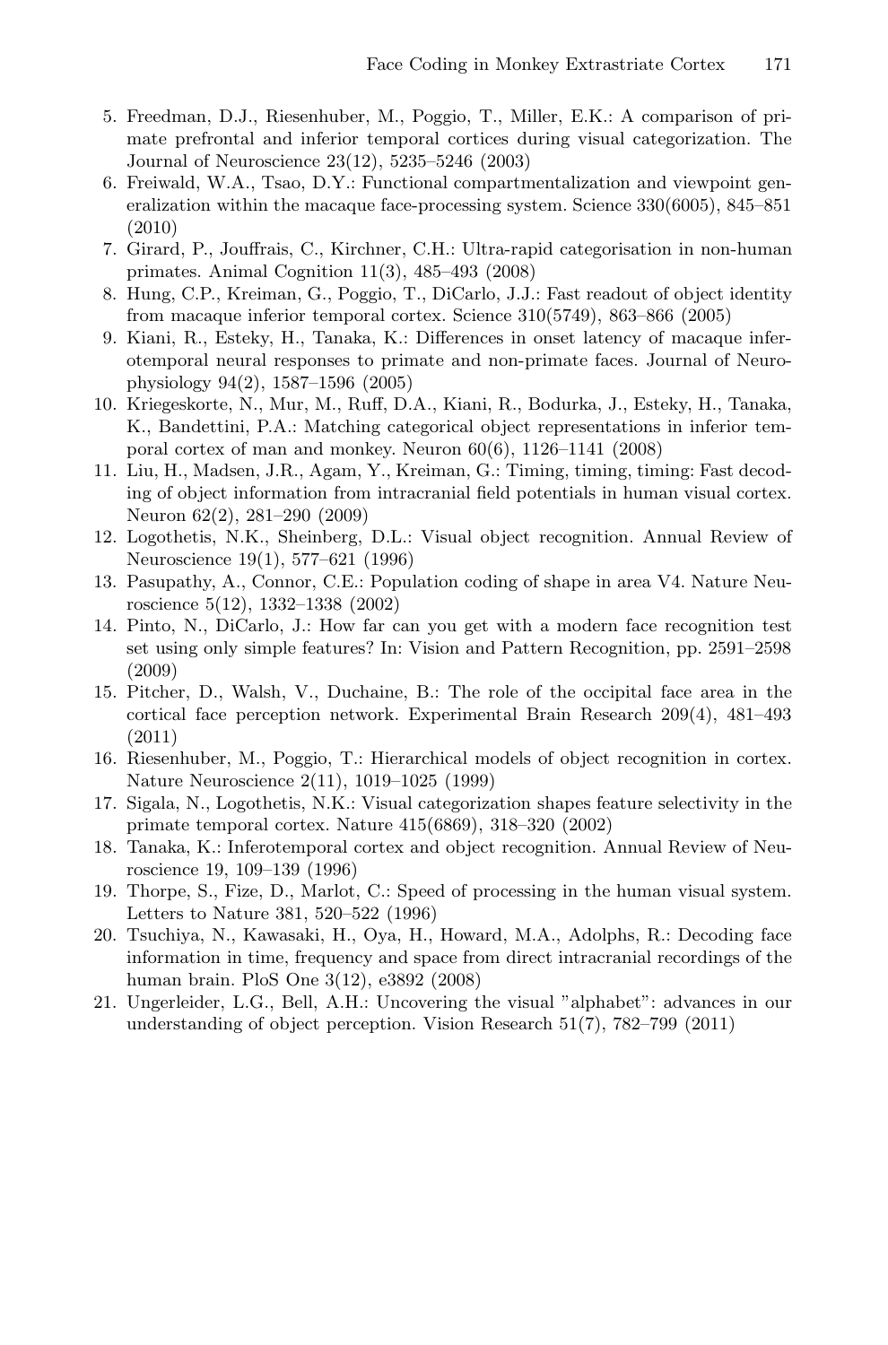5. Freedman, D.J., Riesenhuber, M., Poggio, T., Miller, E.K.: A comparison of primate prefrontal and inferior temporal cortices during visual categorization. The Journal of Neuroscience 23(12), 5235–5246 (2003)
6. Freiwald, W.A., Tsao, D.Y.: Functional compartmentalization and viewpoint generalization within the macaque face-processing system. Science 330(6005), 845–851 (2010)
7. Girard, P., Jouffrais, C., Kirchner, C.H.: Ultra-rapid categorisation in non-human primates. Animal Cognition 11(3), 485–493 (2008)
8. Hung, C.P., Kreiman, G., Poggio, T., DiCarlo, J.J.: Fast readout of object identity from macaque inferior temporal cortex. Science 310(5749), 863–866 (2005)
9. Kiani, R., Esteky, H., Tanaka, K.: Differences in onset latency of macaque inferotemporal neural responses to primate and non-primate faces. Journal of Neurophysiology 94(2), 1587–1596 (2005)
10. Kriegeskorte, N., Mur, M., Ruff, D.A., Kiani, R., Bodurka, J., Esteky, H., Tanaka, K., Bandettini, P.A.: Matching categorical object representations in inferior temporal cortex of man and monkey. Neuron 60(6), 1126–1141 (2008)
11. Liu, H., Madsen, J.R., Agam, Y., Kreiman, G.: Timing, timing, timing: Fast decoding of object information from intracranial field potentials in human visual cortex. Neuron 62(2), 281–290 (2009)
12. Logothetis, N.K., Sheinberg, D.L.: Visual object recognition. Annual Review of Neuroscience 19(1), 577–621 (1996)
13. Pasupathy, A., Connor, C.E.: Population coding of shape in area V4. Nature Neuroscience 5(12), 1332–1338 (2002)
14. Pinto, N., DiCarlo, J.: How far can you get with a modern face recognition test set using only simple features? In: Vision and Pattern Recognition, pp. 2591–2598 (2009)
15. Pitcher, D., Walsh, V., Duchaine, B.: The role of the occipital face area in the cortical face perception network. Experimental Brain Research 209(4), 481–493 (2011)
16. Riesenhuber, M., Poggio, T.: Hierarchical models of object recognition in cortex. Nature Neuroscience 2(11), 1019–1025 (1999)
17. Sigala, N., Logothetis, N.K.: Visual categorization shapes feature selectivity in the primate temporal cortex. Nature 415(6869), 318–320 (2002)
18. Tanaka, K.: Inferotemporal cortex and object recognition. Annual Review of Neuroscience 19, 109–139 (1996)
19. Thorpe, S., Fize, D., Marlot, C.: Speed of processing in the human visual system. Letters to Nature 381, 520–522 (1996)
20. Tsuchiya, N., Kawasaki, H., Oya, H., Howard, M.A., Adolphs, R.: Decoding face information in time, frequency and space from direct intracranial recordings of the human brain. PloS One 3(12), e3892 (2008)
21. Ungerleider, L.G., Bell, A.H.: Uncovering the visual "alphabet": advances in our understanding of object perception. Vision Research 51(7), 782–799 (2011)